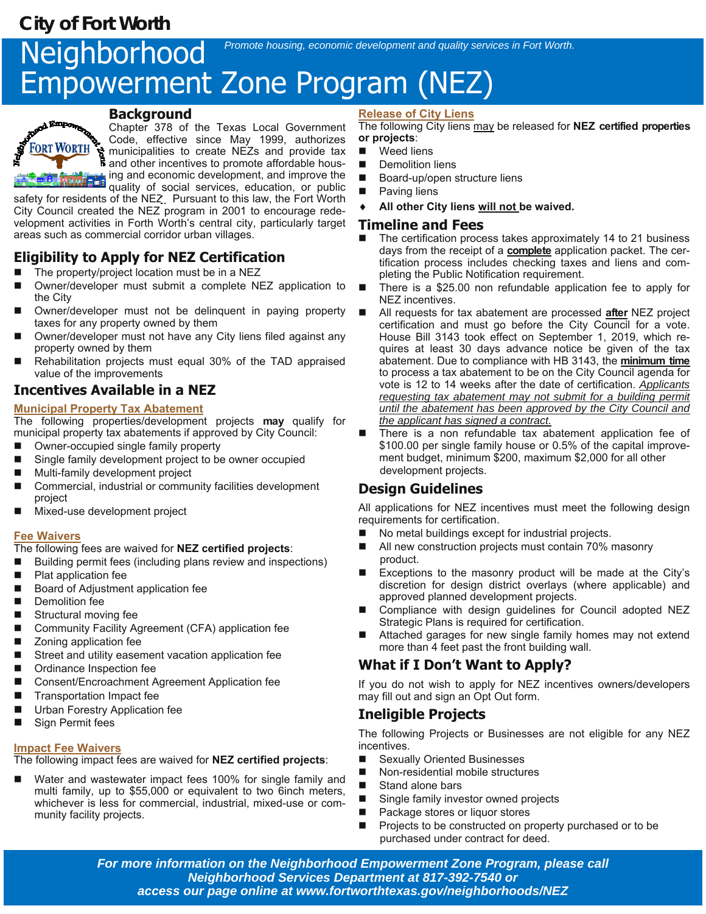# City of Fort Worth

# Neighborhood Empowerment Zone Program (NEZ)

*Promote housing, economic development and quality services in Fort Worth.*

## Background

Chapter 378 of the Texas Local Government Code, effective since May 1999, authorizes municipalities to create NEZs and provide tax and other incentives to promote affordable housing and economic development, and improve the quality of social services, education, or public safety for residents of the NEZ. Pursuant to this law, the Fort Worth City Council created the NEZ program in 2001 to encourage redevelopment activities in Forth Worth's central city, particularly target areas such as commercial corridor urban villages.

## Eligibility to Apply for NEZ Certification

- The property/project location must be in a NEZ
- Owner/developer must submit a complete NEZ application to the City
- Owner/developer must not be delinquent in paying property taxes for any property owned by them
- Owner/developer must not have any City liens filed against any property owned by them
- Rehabilitation projects must equal 30% of the TAD appraised value of the improvements

## Incentives Available in a NEZ

### Municipal Property Tax Abatement

The following properties/development projects **may** qualify for municipal property tax abatements if approved by City Council:

- Owner-occupied single family property
- Single family development project to be owner occupied
- Multi-family development project
- Commercial, industrial or community facilities development project
- Mixed-use development project

### Fee Waivers

The following fees are waived for **NEZ certified projects**:

- Building permit fees (including plans review and inspections)
- Plat application fee
- Board of Adjustment application fee
- Demolition fee
- Structural moving fee
- Community Facility Agreement (CFA) application fee
- Zoning application fee
- Street and utility easement vacation application fee
- Ordinance Inspection fee
- Consent/Encroachment Agreement Application fee
- Transportation Impact fee
- Urban Forestry Application fee
- Sign Permit fees

### Impact Fee Waivers

The following impact fees are waived for **NEZ certified projects**:

- Water and wastewater impact fees 100% for single family and multi family, up to $55,000 or equivalent to two 6inch meters, whichever is less for commercial, industrial, mixed-use or community facility projects.

### Release of City Liens

The following City liens may be released for **NEZ certified properties or projects**:

- Weed liens
- Demolition liens
- Board-up/open structure liens
- Paving liens
- **All other City liens will not be waived.**

## Timeline and Fees

- The certification process takes approximately 14 to 21 business days from the receipt of a **complete** application packet. The certification process includes checking taxes and liens and completing the Public Notification requirement.
- There is a $25.00 non refundable application fee to apply for NEZ incentives.
- All requests for tax abatement are processed **after** NEZ project certification and must go before the City Council for a vote. House Bill 3143 took effect on September 1, 2019, which requires at least 30 days advance notice be given of the tax abatement. Due to compliance with HB 3143, the **minimum time** to process a tax abatement to be on the City Council agenda for vote is 12 to 14 weeks after the date of certification. *Applicants requesting tax abatement may not submit for a building permit until the abatement has been approved by the City Council and the applicant has signed a contract.*
- There is a non refundable tax abatement application fee of $100.00 per single family house or 0.5% of the capital improvement budget, minimum $200, maximum $2,000 for all other development projects.

## Design Guidelines

All applications for NEZ incentives must meet the following design requirements for certification.

- No metal buildings except for industrial projects.
- All new construction projects must contain 70% masonry product.
- Exceptions to the masonry product will be made at the City's discretion for design district overlays (where applicable) and approved planned development projects.
- Compliance with design guidelines for Council adopted NEZ Strategic Plans is required for certification.
- Attached garages for new single family homes may not extend more than 4 feet past the front building wall.

## What if I Don't Want to Apply?

If you do not wish to apply for NEZ incentives owners/developers may fill out and sign an Opt Out form.

## Ineligible Projects

The following Projects or Businesses are not eligible for any NEZ incentives.

- Sexually Oriented Businesses
- Non-residential mobile structures
- Stand alone bars
- Single family investor owned projects
- Package stores or liquor stores
- Projects to be constructed on property purchased or to be purchased under contract for deed.

***For more information on the Neighborhood Empowerment Zone Program, please call Neighborhood Services Department at 817-392-7540 or access our page online at www.fortworthtexas.gov/neighborhoods/NEZ***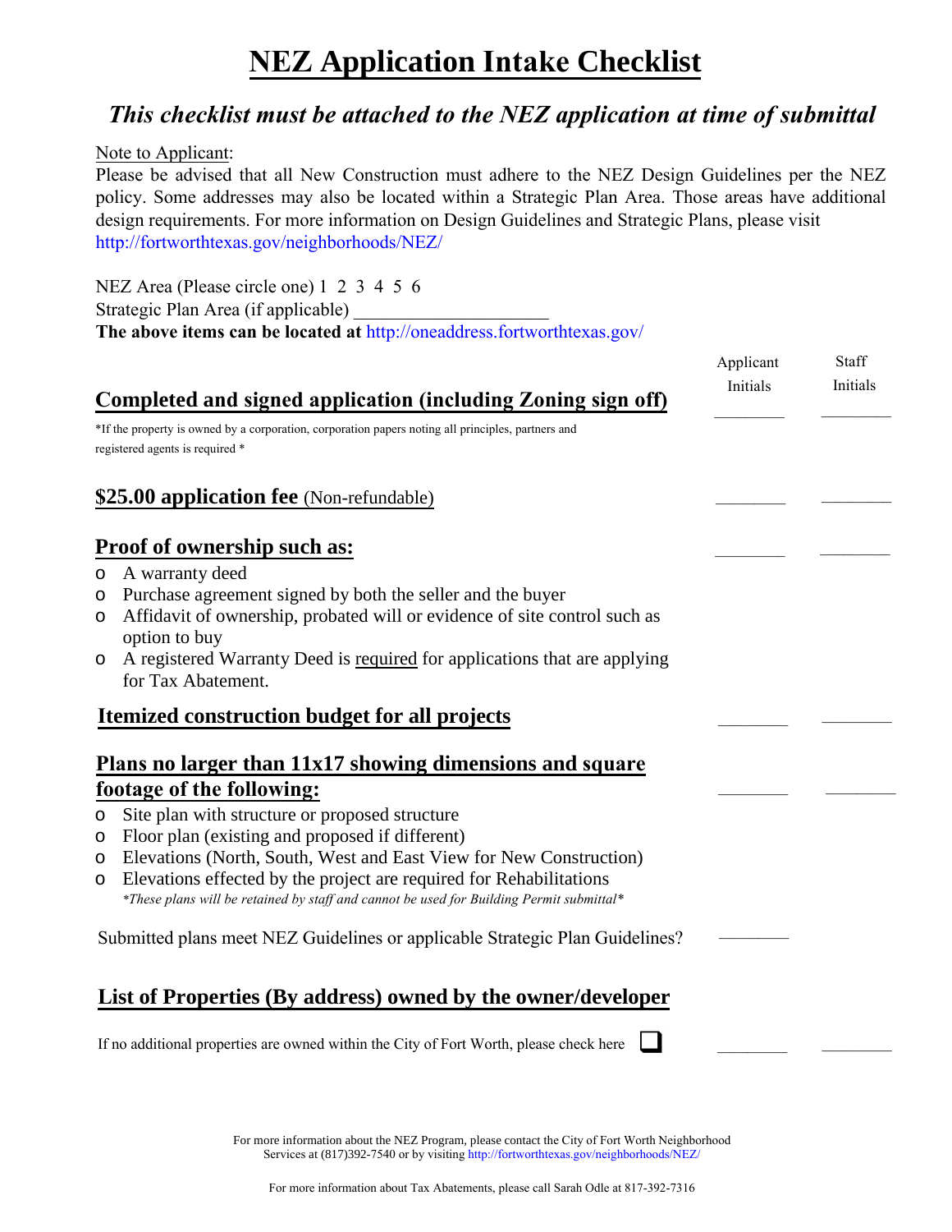# NEZ Application Intake Checklist

## *This checklist must be attached to the NEZ application at time of submittal*

Note to Applicant:

Please be advised that all New Construction must adhere to the NEZ Design Guidelines per the NEZ policy. Some addresses may also be located within a Strategic Plan Area. Those areas have additional design requirements. For more information on Design Guidelines and Strategic Plans, please visit http://fortworthtexas.gov/neighborhoods/NEZ/

NEZ Area (Please circle one) 1 2 3 4 5 6

Strategic Plan Area (if applicable) ____________________

**The above items can be located at** http://oneaddress.fortworthtexas.gov/

| | Applicant Initials | Staff Initials |
|---|---|---|
| **Completed and signed application (including Zoning sign off)**<br>*If the property is owned by a corporation, corporation papers noting all principles, partners and registered agents is required * | ________ | ________ |
| **$25.00 application fee** (Non-refundable) | ________ | ________ |
| **Proof of ownership such as:**<br>o A warranty deed<br>o Purchase agreement signed by both the seller and the buyer<br>o Affidavit of ownership, probated will or evidence of site control such as option to buy<br>o A registered Warranty Deed is required for applications that are applying for Tax Abatement. | ________ | ________ |
| **Itemized construction budget for all projects** | ________ | ________ |
| **Plans no larger than 11x17 showing dimensions and square footage of the following:**<br>o Site plan with structure or proposed structure<br>o Floor plan (existing and proposed if different)<br>o Elevations (North, South, West and East View for New Construction)<br>o Elevations effected by the project are required for Rehabilitations<br>*These plans will be retained by staff and cannot be used for Building Permit submittal* | ________ | ________ |
| Submitted plans meet NEZ Guidelines or applicable Strategic Plan Guidelines? | ________ | |
| **List of Properties (By address) owned by the owner/developer**<br>If no additional properties are owned within the City of Fort Worth, please check here ☐ | ________ | ________ |

For more information about the NEZ Program, please contact the City of Fort Worth Neighborhood Services at (817)392-7540 or by visiting http://fortworthtexas.gov/neighborhoods/NEZ/

For more information about Tax Abatements, please call Sarah Odle at 817-392-7316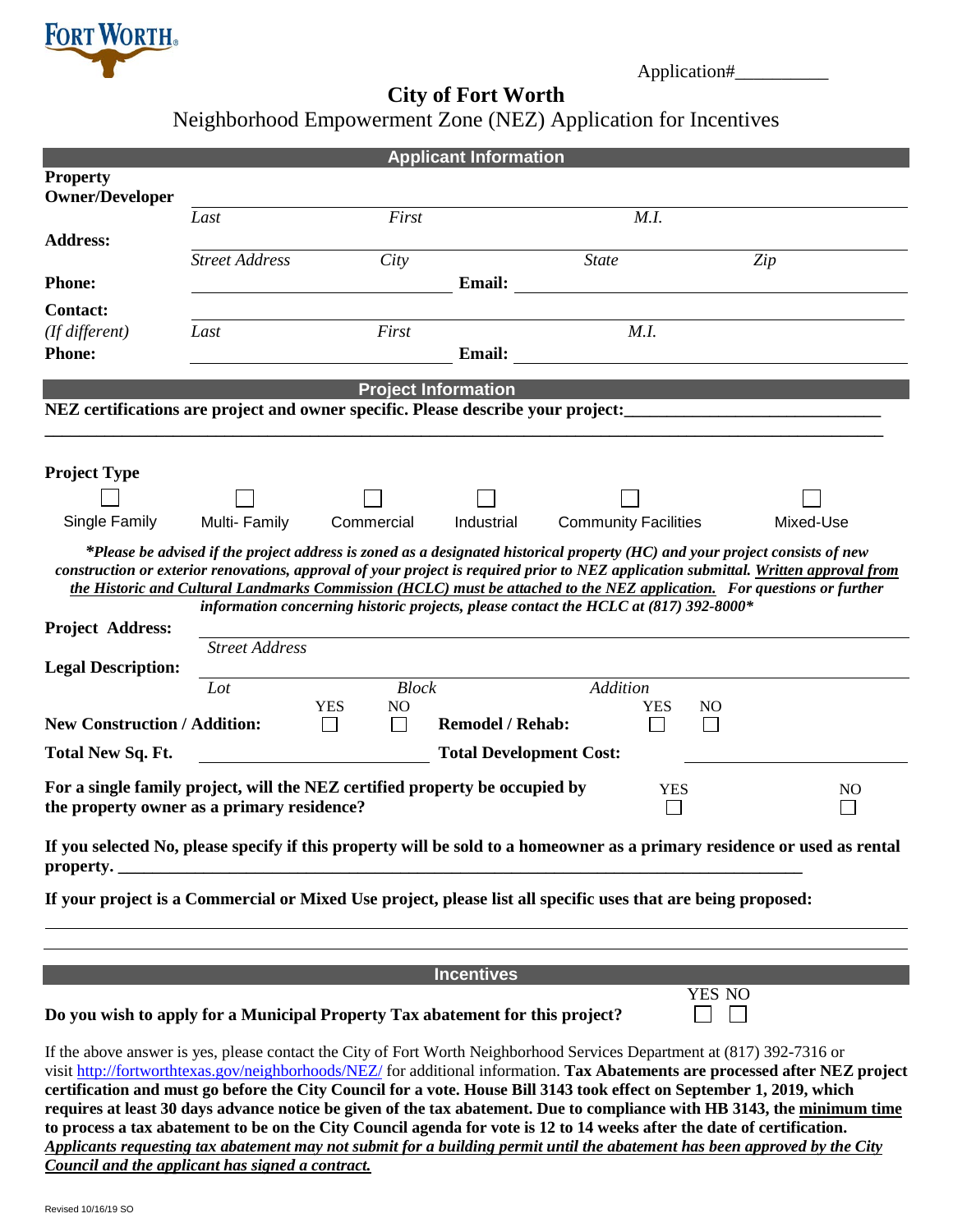Application#__________

# City of Fort Worth

## Neighborhood Empowerment Zone (NEZ) Application for Incentives

### Applicant Information

**Property Owner/Developer** ______________________________________________
*Last* *First* *M.I.*

**Address:** ______________________________________________
*Street Address* *City* *State* *Zip*

**Phone:** ______________________ **Email:** ______________________

**Contact:** ______________________________________________
*(If different)* *Last* *First* *M.I.*

**Phone:** ______________________ **Email:** ______________________

### Project Information

**NEZ certifications are project and owner specific. Please describe your project:**______________________________

______________________________________________________________________________

**Project Type**

☐ Single Family ☐ Multi- Family ☐ Commercial ☐ Industrial ☐ Community Facilities ☐ Mixed-Use

***Please be advised if the project address is zoned as a designated historical property (HC) and your project consists of new construction or exterior renovations, approval of your project is required prior to NEZ application submittal. <u>Written approval from the Historic and Cultural Landmarks Commission (HCLC) must be attached to the NEZ application.</u> For questions or further information concerning historic projects, please contact the HCLC at (817) 392-8000***

**Project Address:** ______________________________________________
*Street Address*

**Legal Description:** ______________________________________________
*Lot* *Block* *Addition*

**New Construction / Addition:** YES ☐ NO ☐ **Remodel / Rehab:** YES ☐ NO ☐

**Total New Sq. Ft.** ______________________ **Total Development Cost:** ______________________

**For a single family project, will the NEZ certified property be occupied by the property owner as a primary residence?** YES ☐ NO ☐

**If you selected No, please specify if this property will be sold to a homeowner as a primary residence or used as rental property.** ______________________________________________

**If your project is a Commercial or Mixed Use project, please list all specific uses that are being proposed:**

______________________________________________________________________________

______________________________________________________________________________

### Incentives

**Do you wish to apply for a Municipal Property Tax abatement for this project?** YES ☐ NO ☐

If the above answer is yes, please contact the City of Fort Worth Neighborhood Services Department at (817) 392-7316 or visit http://fortworthtexas.gov/neighborhoods/NEZ/ for additional information. **Tax Abatements are processed after NEZ project certification and must go before the City Council for a vote. House Bill 3143 took effect on September 1, 2019, which requires at least 30 days advance notice be given of the tax abatement. Due to compliance with HB 3143, the <u>minimum time</u> to process a tax abatement to be on the City Council agenda for vote is 12 to 14 weeks after the date of certification.** ***<u>Applicants requesting tax abatement may not submit for a building permit until the abatement has been approved by the City Council and the applicant has signed a contract.</u>***

Revised 10/16/19 SO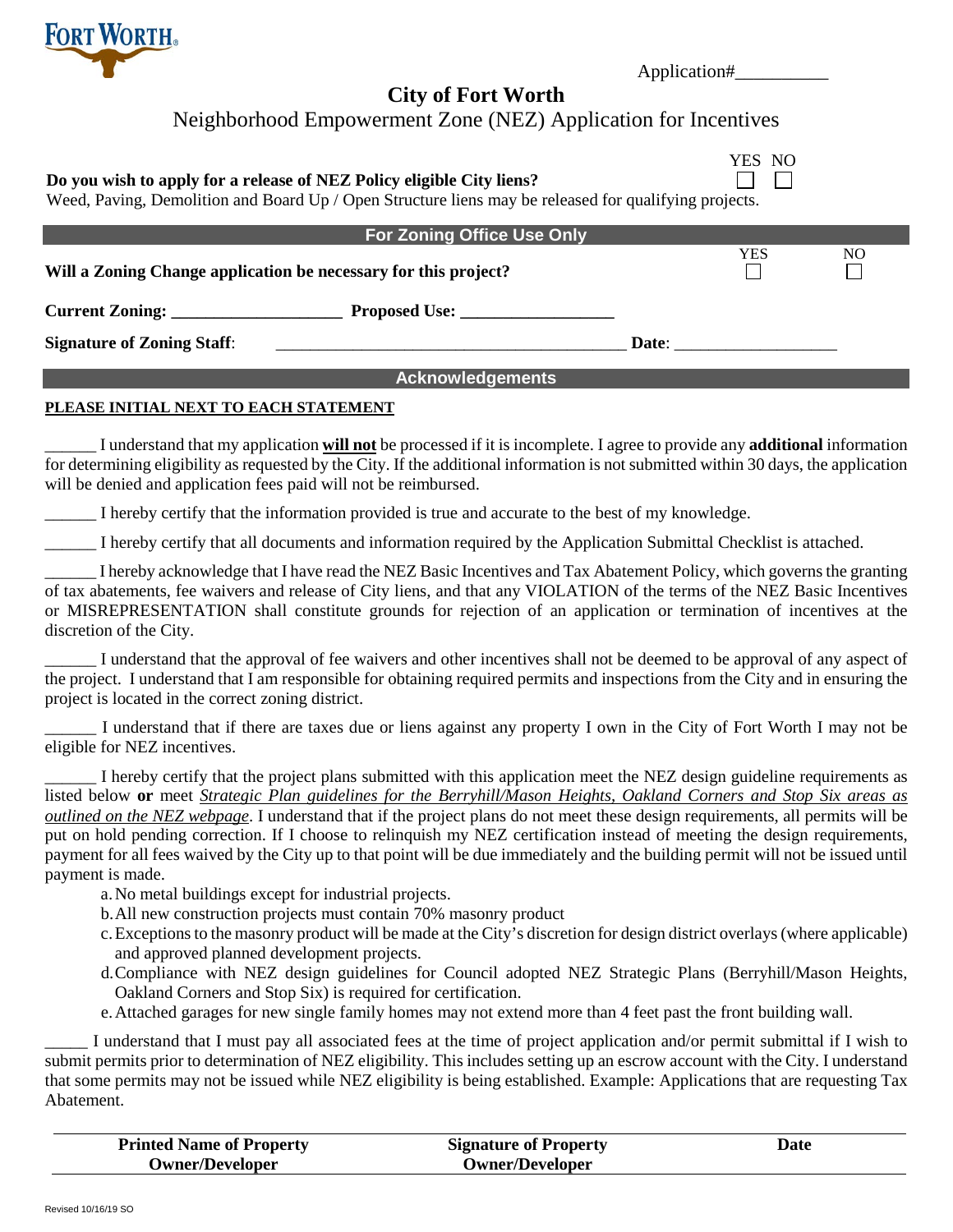FORT WORTH

Application#__________

# City of Fort Worth

## Neighborhood Empowerment Zone (NEZ) Application for Incentives

**Do you wish to apply for a release of NEZ Policy eligible City liens?** YES ☐ NO ☐

Weed, Paving, Demolition and Board Up / Open Structure liens may be released for qualifying projects.

### For Zoning Office Use Only

**Will a Zoning Change application be necessary for this project?** YES ☐ NO ☐

**Current Zoning:** ___________________ **Proposed Use:** _________________

**Signature of Zoning Staff**: ________________________________________ **Date**: ___________________

### Acknowledgements

**PLEASE INITIAL NEXT TO EACH STATEMENT**

______ I understand that my application **will not** be processed if it is incomplete. I agree to provide any **additional** information for determining eligibility as requested by the City. If the additional information is not submitted within 30 days, the application will be denied and application fees paid will not be reimbursed.

______ I hereby certify that the information provided is true and accurate to the best of my knowledge.

______ I hereby certify that all documents and information required by the Application Submittal Checklist is attached.

______ I hereby acknowledge that I have read the NEZ Basic Incentives and Tax Abatement Policy, which governs the granting of tax abatements, fee waivers and release of City liens, and that any VIOLATION of the terms of the NEZ Basic Incentives or MISREPRESENTATION shall constitute grounds for rejection of an application or termination of incentives at the discretion of the City.

______ I understand that the approval of fee waivers and other incentives shall not be deemed to be approval of any aspect of the project. I understand that I am responsible for obtaining required permits and inspections from the City and in ensuring the project is located in the correct zoning district.

______ I understand that if there are taxes due or liens against any property I own in the City of Fort Worth I may not be eligible for NEZ incentives.

______ I hereby certify that the project plans submitted with this application meet the NEZ design guideline requirements as listed below **or** meet *Strategic Plan guidelines for the Berryhill/Mason Heights, Oakland Corners and Stop Six areas as outlined on the NEZ webpage*. I understand that if the project plans do not meet these design requirements, all permits will be put on hold pending correction. If I choose to relinquish my NEZ certification instead of meeting the design requirements, payment for all fees waived by the City up to that point will be due immediately and the building permit will not be issued until payment is made.

a. No metal buildings except for industrial projects.
b. All new construction projects must contain 70% masonry product
c. Exceptions to the masonry product will be made at the City's discretion for design district overlays (where applicable) and approved planned development projects.
d. Compliance with NEZ design guidelines for Council adopted NEZ Strategic Plans (Berryhill/Mason Heights, Oakland Corners and Stop Six) is required for certification.
e. Attached garages for new single family homes may not extend more than 4 feet past the front building wall.

_____ I understand that I must pay all associated fees at the time of project application and/or permit submittal if I wish to submit permits prior to determination of NEZ eligibility. This includes setting up an escrow account with the City. I understand that some permits may not be issued while NEZ eligibility is being established. Example: Applications that are requesting Tax Abatement.

| **Printed Name of Property Owner/Developer** | **Signature of Property Owner/Developer** | **Date** |
|---|---|---|

Revised 10/16/19 SO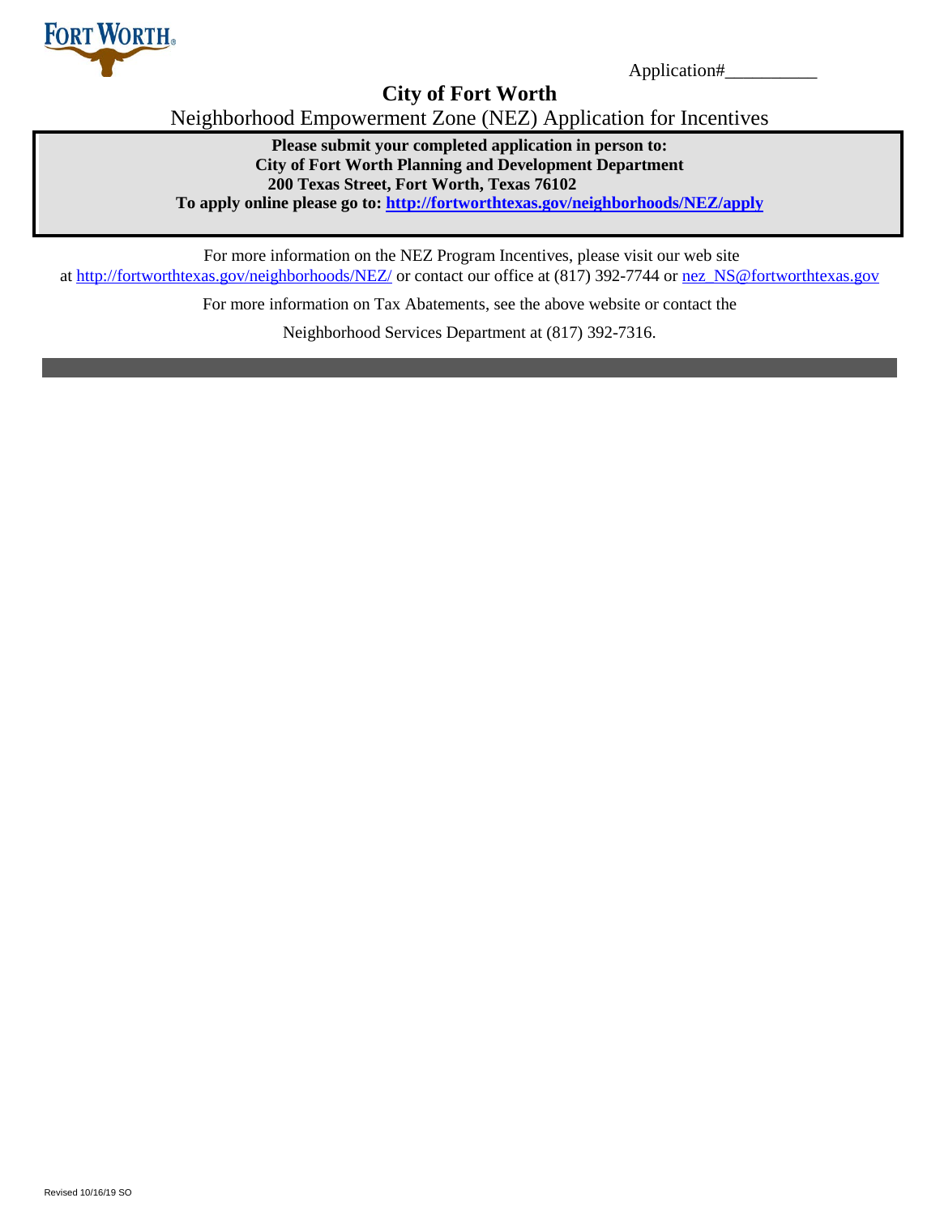FORT WORTH

Application#__________

# City of Fort Worth

## Neighborhood Empowerment Zone (NEZ) Application for Incentives

**Please submit your completed application in person to:**
**City of Fort Worth Planning and Development Department**
**200 Texas Street, Fort Worth, Texas 76102**
**To apply online please go to: http://fortworthtexas.gov/neighborhoods/NEZ/apply**

For more information on the NEZ Program Incentives, please visit our web site at http://fortworthtexas.gov/neighborhoods/NEZ/ or contact our office at (817) 392-7744 or nez_NS@fortworthtexas.gov

For more information on Tax Abatements, see the above website or contact the

Neighborhood Services Department at (817) 392-7316.

Revised 10/16/19 SO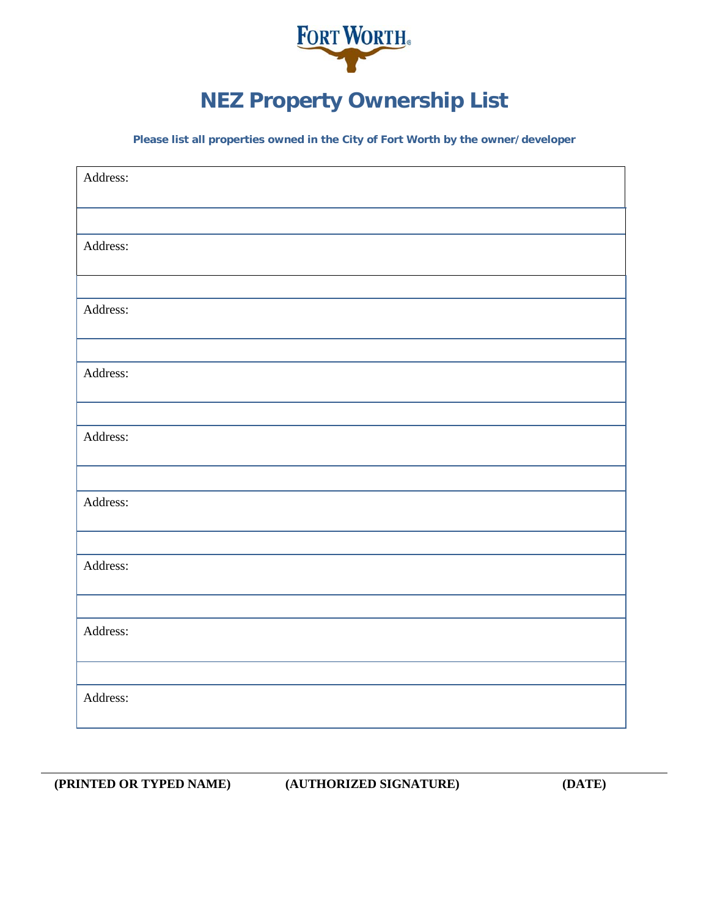FORT WORTH®

# NEZ Property Ownership List

**Please list all properties owned in the City of Fort Worth by the owner/developer**

| |
|---|
| Address: |
| |
| Address: |
| |
| Address: |
| |
| Address: |
| |
| Address: |
| |
| Address: |
| |
| Address: |
| |
| Address: |
| |
| Address: |

**(PRINTED OR TYPED NAME)** **(AUTHORIZED SIGNATURE)** **(DATE)**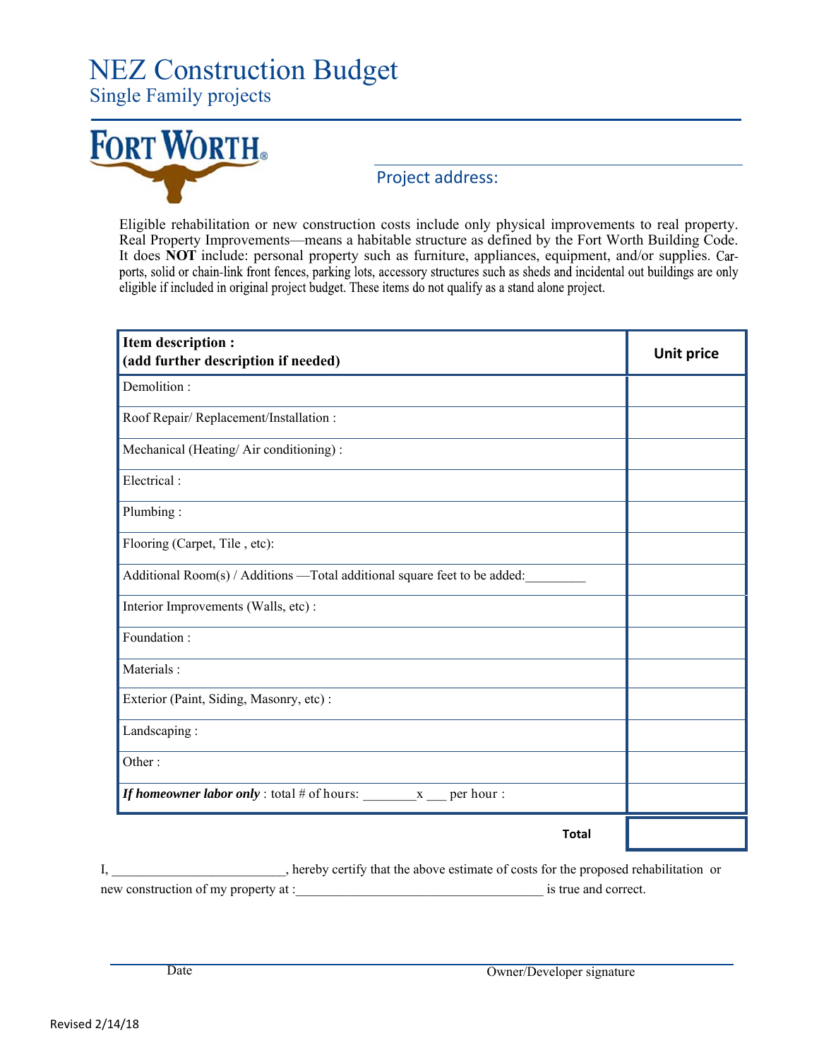# NEZ Construction Budget

## Single Family projects

FORT WORTH®

Project address: ______________________________

Eligible rehabilitation or new construction costs include only physical improvements to real property. Real Property Improvements—means a habitable structure as defined by the Fort Worth Building Code. It does **NOT** include: personal property such as furniture, appliances, equipment, and/or supplies. Carports, solid or chain-link front fences, parking lots, accessory structures such as sheds and incidental out buildings are only eligible if included in original project budget. These items do not qualify as a stand alone project.

| **Item description :** **(add further description if needed)** | **Unit price** |
|---|---|
| Demolition : | |
| Roof Repair/ Replacement/Installation : | |
| Mechanical (Heating/ Air conditioning) : | |
| Electrical : | |
| Plumbing : | |
| Flooring (Carpet, Tile , etc): | |
| Additional Room(s) / Additions —Total additional square feet to be added:_________ | |
| Interior Improvements (Walls, etc) : | |
| Foundation : | |
| Materials : | |
| Exterior (Paint, Siding, Masonry, etc) : | |
| Landscaping : | |
| Other : | |
| ***If homeowner labor only*** : total # of hours: ________x ___ per hour : | |
| **Total** | |

I, _________________________, hereby certify that the above estimate of costs for the proposed rehabilitation or new construction of my property at :____________________________________ is true and correct.

_______________________________________________________________

Date &nbsp;&nbsp;&nbsp;&nbsp;&nbsp;&nbsp;&nbsp;&nbsp;&nbsp;&nbsp;&nbsp;&nbsp;&nbsp;&nbsp;&nbsp;&nbsp;&nbsp;&nbsp;&nbsp;&nbsp; Owner/Developer signature

Revised 2/14/18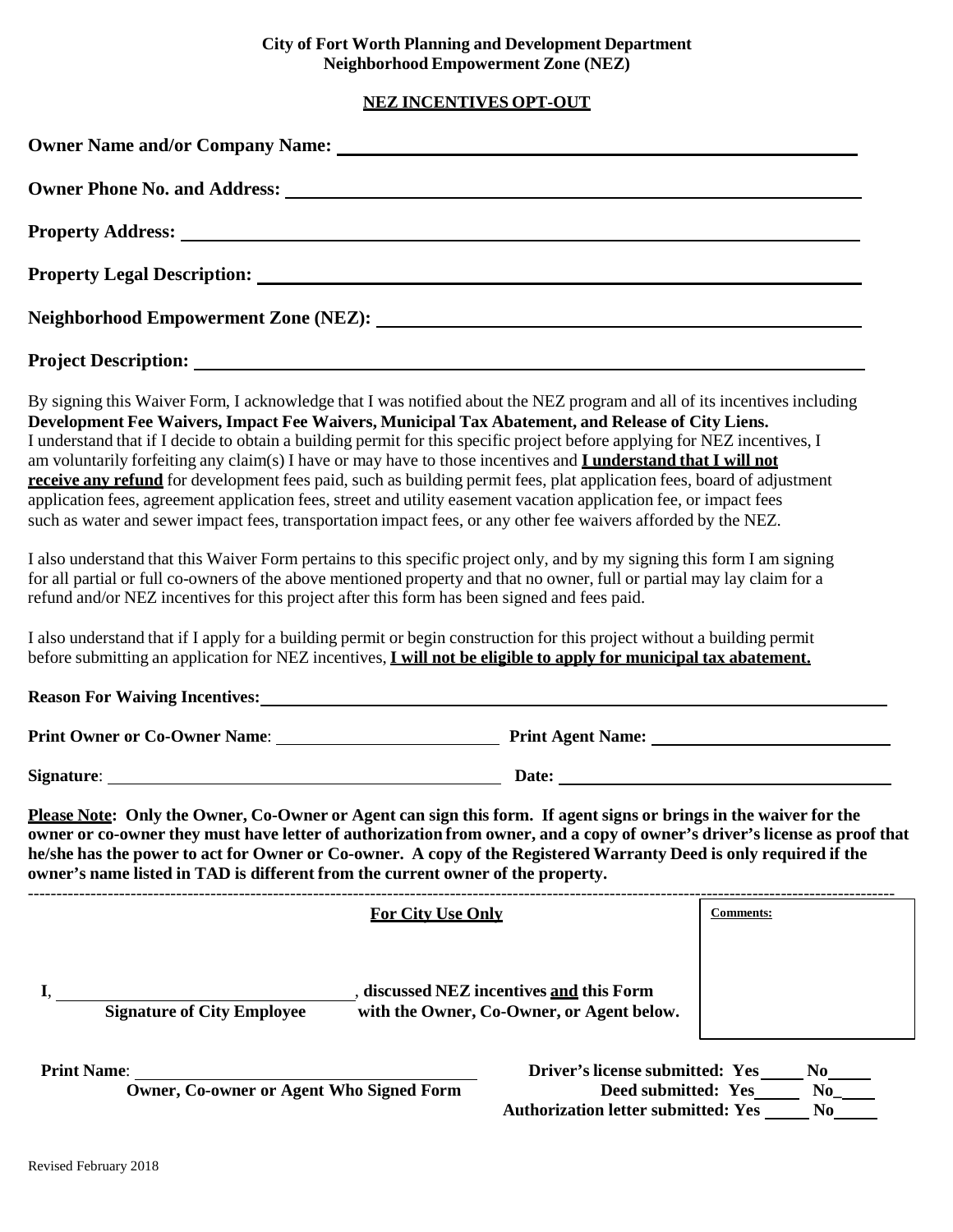**City of Fort Worth Planning and Development Department**
**Neighborhood Empowerment Zone (NEZ)**

## NEZ INCENTIVES OPT-OUT

**Owner Name and/or Company Name:** ______________________________

**Owner Phone No. and Address:** ______________________________

**Property Address:** ______________________________

**Property Legal Description:** ______________________________

**Neighborhood Empowerment Zone (NEZ):** ______________________________

**Project Description:** ______________________________

By signing this Waiver Form, I acknowledge that I was notified about the NEZ program and all of its incentives including **Development Fee Waivers, Impact Fee Waivers, Municipal Tax Abatement, and Release of City Liens.** I understand that if I decide to obtain a building permit for this specific project before applying for NEZ incentives, I am voluntarily forfeiting any claim(s) I have or may have to those incentives and **I understand that I will not receive any refund** for development fees paid, such as building permit fees, plat application fees, board of adjustment application fees, agreement application fees, street and utility easement vacation application fee, or impact fees such as water and sewer impact fees, transportation impact fees, or any other fee waivers afforded by the NEZ.

I also understand that this Waiver Form pertains to this specific project only, and by my signing this form I am signing for all partial or full co-owners of the above mentioned property and that no owner, full or partial may lay claim for a refund and/or NEZ incentives for this project after this form has been signed and fees paid.

I also understand that if I apply for a building permit or begin construction for this project without a building permit before submitting an application for NEZ incentives, **I will not be eligible to apply for municipal tax abatement.**

**Reason For Waiving Incentives:** ______________________________

**Print Owner or Co-Owner Name**: ____________________ **Print Agent Name:** ____________________

**Signature**: ______________________________ **Date:** ____________________

**Please Note: Only the Owner, Co-Owner or Agent can sign this form. If agent signs or brings in the waiver for the owner or co-owner they must have letter of authorization from owner, and a copy of owner's driver's license as proof that he/she has the power to act for Owner or Co-owner. A copy of the Registered Warranty Deed is only required if the owner's name listed in TAD is different from the current owner of the property.**

---

**For City Use Only**

**Comments:**

**I**, ______________________________, **discussed NEZ incentives and this Form with the Owner, Co-Owner, or Agent below.**
**Signature of City Employee**

**Print Name**: ______________________________
**Owner, Co-owner or Agent Who Signed Form**

**Driver's license submitted: Yes_____ No_____**
**Deed submitted: Yes_____ No_____**
**Authorization letter submitted: Yes_____ No_____**

Revised February 2018